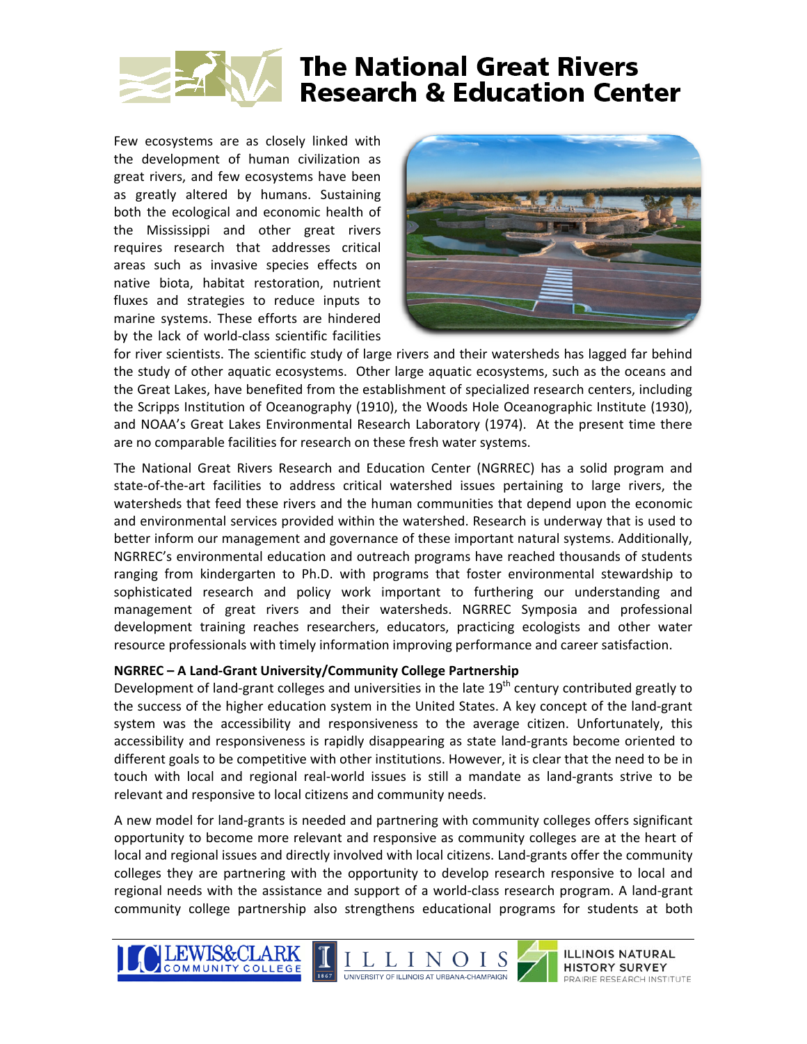# The National Great Rivers Research & Education Center

Few ecosystems are as closely linked with the development of human civilization as great rivers, and few ecosystems have been as greatly altered by humans. Sustaining both the ecological and economic health of the Mississippi and other great rivers requires research that addresses critical areas such as invasive species effects on native biota, habitat restoration, nutrient fluxes and strategies to reduce inputs to marine systems. These efforts are hindered by the lack of world-class scientific facilities for river scientists. The scientific study of large rivers and their watersheds has lagged far behind the study of other aquatic ecosystems. Other large aquatic ecosystems, such as the oceans and the Great Lakes, have benefited from the establishment of specialized research centers, including the Scripps Institution of Oceanography (1910), the Woods Hole Oceanographic Institute (1930), and NOAA's Great Lakes Environmental Research Laboratory (1974). At the present time there are no comparable facilities for research on these fresh water systems.

The National Great Rivers Research and Education Center (NGRREC) has a solid program and state-of-the-art facilities to address critical watershed issues pertaining to large rivers, the watersheds that feed these rivers and the human communities that depend upon the economic and environmental services provided within the watershed. Research is underway that is used to better inform our management and governance of these important natural systems. Additionally, NGRREC's environmental education and outreach programs have reached thousands of students ranging from kindergarten to Ph.D. with programs that foster environmental stewardship to sophisticated research and policy work important to furthering our understanding and management of great rivers and their watersheds. NGRREC Symposia and professional development training reaches researchers, educators, practicing ecologists and other water resource professionals with timely information improving performance and career satisfaction.

**NGRREC – A Land-Grant University/Community College Partnership**

Development of land-grant colleges and universities in the late 19th century contributed greatly to the success of the higher education system in the United States. A key concept of the land-grant system was the accessibility and responsiveness to the average citizen. Unfortunately, this accessibility and responsiveness is rapidly disappearing as state land-grants become oriented to different goals to be competitive with other institutions. However, it is clear that the need to be in touch with local and regional real-world issues is still a mandate as land-grants strive to be relevant and responsive to local citizens and community needs.

A new model for land-grants is needed and partnering with community colleges offers significant opportunity to become more relevant and responsive as community colleges are at the heart of local and regional issues and directly involved with local citizens. Land-grants offer the community colleges they are partnering with the opportunity to develop research responsive to local and regional needs with the assistance and support of a world-class research program. A land-grant community college partnership also strengthens educational programs for students at both

LEWIS&CLARK COMMUNITY COLLEGE | ILLINOIS UNIVERSITY OF ILLINOIS AT URBANA-CHAMPAIGN | ILLINOIS NATURAL HISTORY SURVEY PRAIRIE RESEARCH INSTITUTE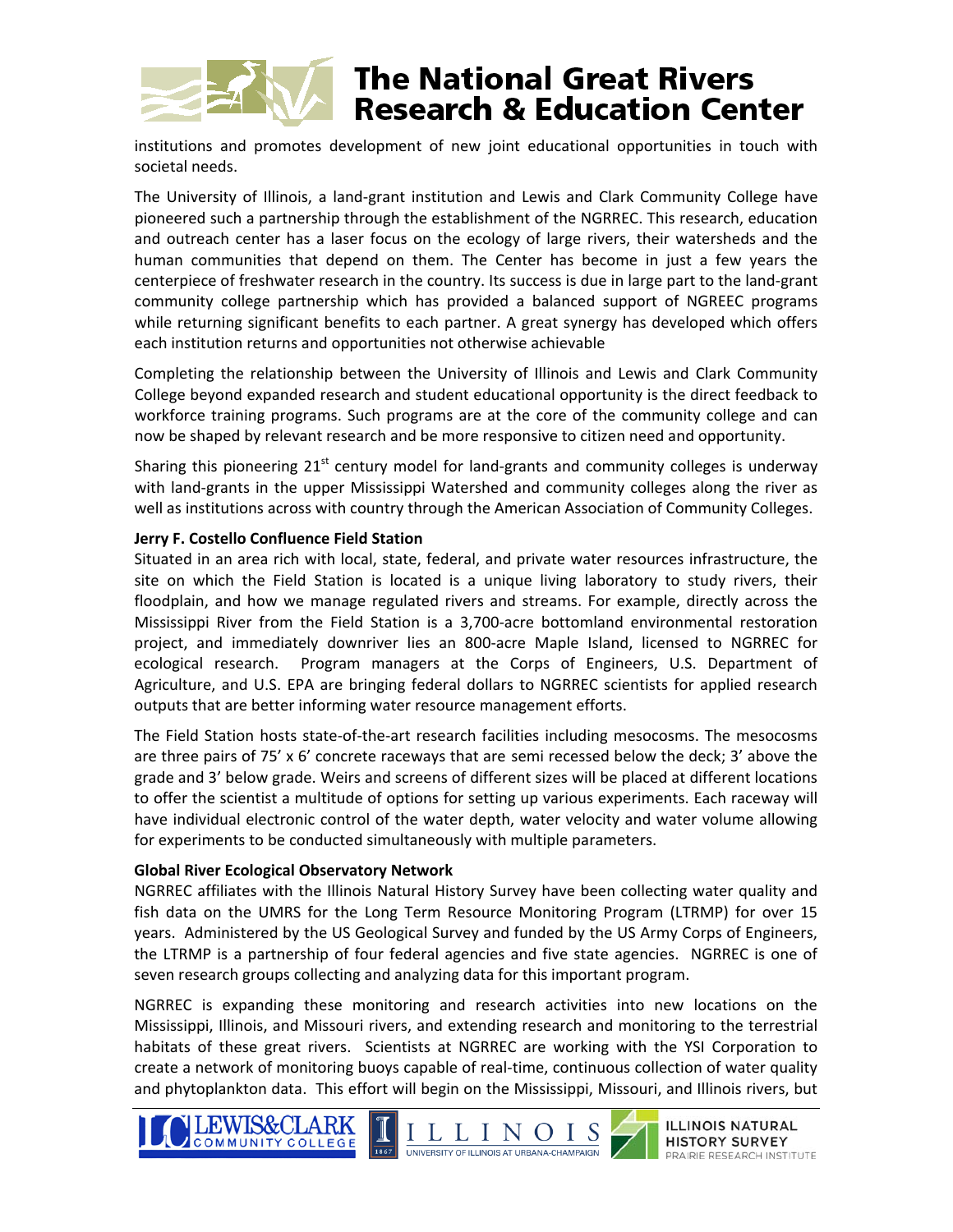institutions and promotes development of new joint educational opportunities in touch with societal needs.

The University of Illinois, a land-grant institution and Lewis and Clark Community College have pioneered such a partnership through the establishment of the NGRREC. This research, education and outreach center has a laser focus on the ecology of large rivers, their watersheds and the human communities that depend on them. The Center has become in just a few years the centerpiece of freshwater research in the country. Its success is due in large part to the land-grant community college partnership which has provided a balanced support of NGREEC programs while returning significant benefits to each partner. A great synergy has developed which offers each institution returns and opportunities not otherwise achievable

Completing the relationship between the University of Illinois and Lewis and Clark Community College beyond expanded research and student educational opportunity is the direct feedback to workforce training programs. Such programs are at the core of the community college and can now be shaped by relevant research and be more responsive to citizen need and opportunity.

Sharing this pioneering 21st century model for land-grants and community colleges is underway with land-grants in the upper Mississippi Watershed and community colleges along the river as well as institutions across with country through the American Association of Community Colleges.

**Jerry F. Costello Confluence Field Station**

Situated in an area rich with local, state, federal, and private water resources infrastructure, the site on which the Field Station is located is a unique living laboratory to study rivers, their floodplain, and how we manage regulated rivers and streams. For example, directly across the Mississippi River from the Field Station is a 3,700-acre bottomland environmental restoration project, and immediately downriver lies an 800-acre Maple Island, licensed to NGRREC for ecological research. Program managers at the Corps of Engineers, U.S. Department of Agriculture, and U.S. EPA are bringing federal dollars to NGRREC scientists for applied research outputs that are better informing water resource management efforts.

The Field Station hosts state-of-the-art research facilities including mesocosms. The mesocosms are three pairs of 75' x 6' concrete raceways that are semi recessed below the deck; 3' above the grade and 3' below grade. Weirs and screens of different sizes will be placed at different locations to offer the scientist a multitude of options for setting up various experiments. Each raceway will have individual electronic control of the water depth, water velocity and water volume allowing for experiments to be conducted simultaneously with multiple parameters.

**Global River Ecological Observatory Network**

NGRREC affiliates with the Illinois Natural History Survey have been collecting water quality and fish data on the UMRS for the Long Term Resource Monitoring Program (LTRMP) for over 15 years. Administered by the US Geological Survey and funded by the US Army Corps of Engineers, the LTRMP is a partnership of four federal agencies and five state agencies. NGRREC is one of seven research groups collecting and analyzing data for this important program.

NGRREC is expanding these monitoring and research activities into new locations on the Mississippi, Illinois, and Missouri rivers, and extending research and monitoring to the terrestrial habitats of these great rivers. Scientists at NGRREC are working with the YSI Corporation to create a network of monitoring buoys capable of real-time, continuous collection of water quality and phytoplankton data. This effort will begin on the Mississippi, Missouri, and Illinois rivers, but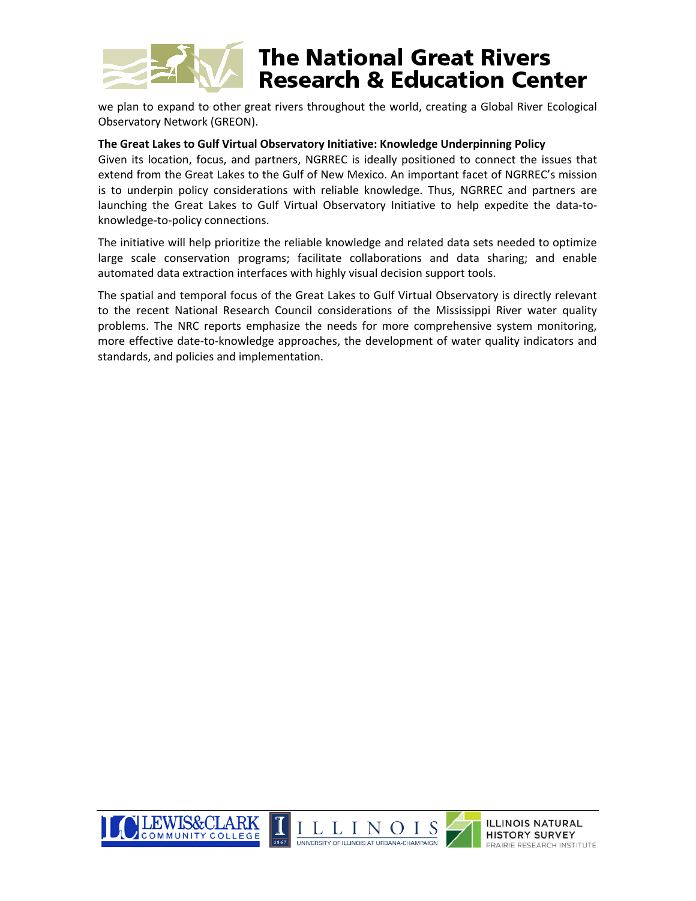we plan to expand to other great rivers throughout the world, creating a Global River Ecological Observatory Network (GREON).

**The Great Lakes to Gulf Virtual Observatory Initiative: Knowledge Underpinning Policy**

Given its location, focus, and partners, NGRREC is ideally positioned to connect the issues that extend from the Great Lakes to the Gulf of New Mexico. An important facet of NGRREC's mission is to underpin policy considerations with reliable knowledge. Thus, NGRREC and partners are launching the Great Lakes to Gulf Virtual Observatory Initiative to help expedite the data-to-knowledge-to-policy connections.

The initiative will help prioritize the reliable knowledge and related data sets needed to optimize large scale conservation programs; facilitate collaborations and data sharing; and enable automated data extraction interfaces with highly visual decision support tools.

The spatial and temporal focus of the Great Lakes to Gulf Virtual Observatory is directly relevant to the recent National Research Council considerations of the Mississippi River water quality problems. The NRC reports emphasize the needs for more comprehensive system monitoring, more effective date-to-knowledge approaches, the development of water quality indicators and standards, and policies and implementation.